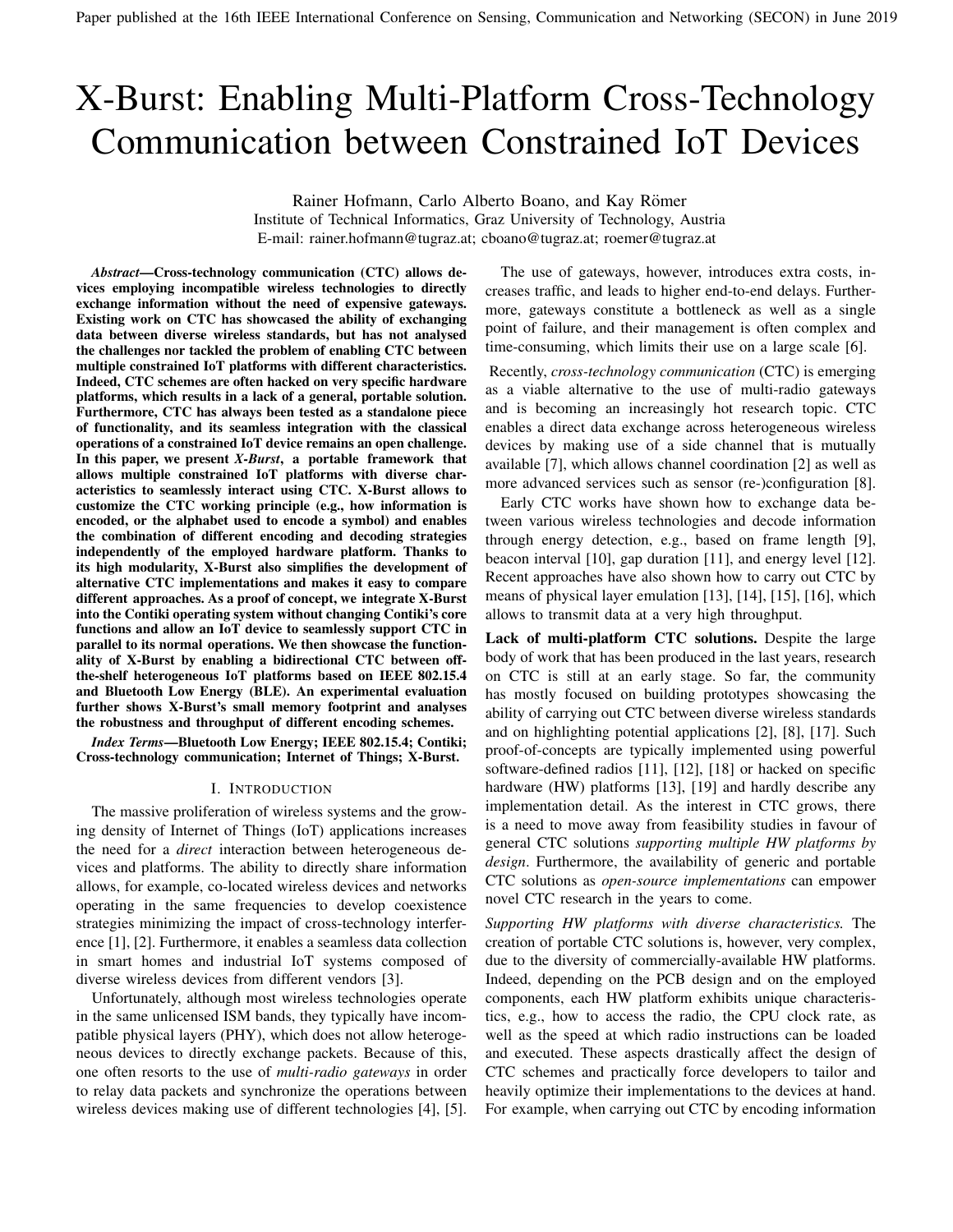Paper published at the 16th IEEE International Conference on Sensing, Communication and Networking (SECON) in June 2019

# X-Burst: Enabling Multi-Platform Cross-Technology Communication between Constrained IoT Devices

Rainer Hofmann, Carlo Alberto Boano, and Kay Römer
Institute of Technical Informatics, Graz University of Technology, Austria
E-mail: rainer.hofmann@tugraz.at; cboano@tugraz.at; roemer@tugraz.at

***Abstract*—Cross-technology communication (CTC) allows devices employing incompatible wireless technologies to directly exchange information without the need of expensive gateways. Existing work on CTC has showcased the ability of exchanging data between diverse wireless standards, but has not analysed the challenges nor tackled the problem of enabling CTC between multiple constrained IoT platforms with different characteristics. Indeed, CTC schemes are often hacked on very specific hardware platforms, which results in a lack of a general, portable solution. Furthermore, CTC has always been tested as a standalone piece of functionality, and its seamless integration with the classical operations of a constrained IoT device remains an open challenge. In this paper, we present *X-Burst*, a portable framework that allows multiple constrained IoT platforms with diverse characteristics to seamlessly interact using CTC. X-Burst allows to customize the CTC working principle (e.g., how information is encoded, or the alphabet used to encode a symbol) and enables the combination of different encoding and decoding strategies independently of the employed hardware platform. Thanks to its high modularity, X-Burst also simplifies the development of alternative CTC implementations and makes it easy to compare different approaches. As a proof of concept, we integrate X-Burst into the Contiki operating system without changing Contiki's core functions and allow an IoT device to seamlessly support CTC in parallel to its normal operations. We then showcase the functionality of X-Burst by enabling a bidirectional CTC between off-the-shelf heterogeneous IoT platforms based on IEEE 802.15.4 and Bluetooth Low Energy (BLE). An experimental evaluation further shows X-Burst's small memory footprint and analyses the robustness and throughput of different encoding schemes.**

***Index Terms*—Bluetooth Low Energy; IEEE 802.15.4; Contiki; Cross-technology communication; Internet of Things; X-Burst.**

## I. Introduction

The massive proliferation of wireless systems and the growing density of Internet of Things (IoT) applications increases the need for a *direct* interaction between heterogeneous devices and platforms. The ability to directly share information allows, for example, co-located wireless devices and networks operating in the same frequencies to develop coexistence strategies minimizing the impact of cross-technology interference [1], [2]. Furthermore, it enables a seamless data collection in smart homes and industrial IoT systems composed of diverse wireless devices from different vendors [3].

Unfortunately, although most wireless technologies operate in the same unlicensed ISM bands, they typically have incompatible physical layers (PHY), which does not allow heterogeneous devices to directly exchange packets. Because of this, one often resorts to the use of *multi-radio gateways* in order to relay data packets and synchronize the operations between wireless devices making use of different technologies [4], [5].

The use of gateways, however, introduces extra costs, increases traffic, and leads to higher end-to-end delays. Furthermore, gateways constitute a bottleneck as well as a single point of failure, and their management is often complex and time-consuming, which limits their use on a large scale [6].

Recently, *cross-technology communication* (CTC) is emerging as a viable alternative to the use of multi-radio gateways and is becoming an increasingly hot research topic. CTC enables a direct data exchange across heterogeneous wireless devices by making use of a side channel that is mutually available [7], which allows channel coordination [2] as well as more advanced services such as sensor (re-)configuration [8].

Early CTC works have shown how to exchange data between various wireless technologies and decode information through energy detection, e.g., based on frame length [9], beacon interval [10], gap duration [11], and energy level [12]. Recent approaches have also shown how to carry out CTC by means of physical layer emulation [13], [14], [15], [16], which allows to transmit data at a very high throughput.

**Lack of multi-platform CTC solutions.** Despite the large body of work that has been produced in the last years, research on CTC is still at an early stage. So far, the community has mostly focused on building prototypes showcasing the ability of carrying out CTC between diverse wireless standards and on highlighting potential applications [2], [8], [17]. Such proof-of-concepts are typically implemented using powerful software-defined radios [11], [12], [18] or hacked on specific hardware (HW) platforms [13], [19] and hardly describe any implementation detail. As the interest in CTC grows, there is a need to move away from feasibility studies in favour of general CTC solutions *supporting multiple HW platforms by design*. Furthermore, the availability of generic and portable CTC solutions as *open-source implementations* can empower novel CTC research in the years to come.

*Supporting HW platforms with diverse characteristics.* The creation of portable CTC solutions is, however, very complex, due to the diversity of commercially-available HW platforms. Indeed, depending on the PCB design and on the employed components, each HW platform exhibits unique characteristics, e.g., how to access the radio, the CPU clock rate, as well as the speed at which radio instructions can be loaded and executed. These aspects drastically affect the design of CTC schemes and practically force developers to tailor and heavily optimize their implementations to the devices at hand. For example, when carrying out CTC by encoding information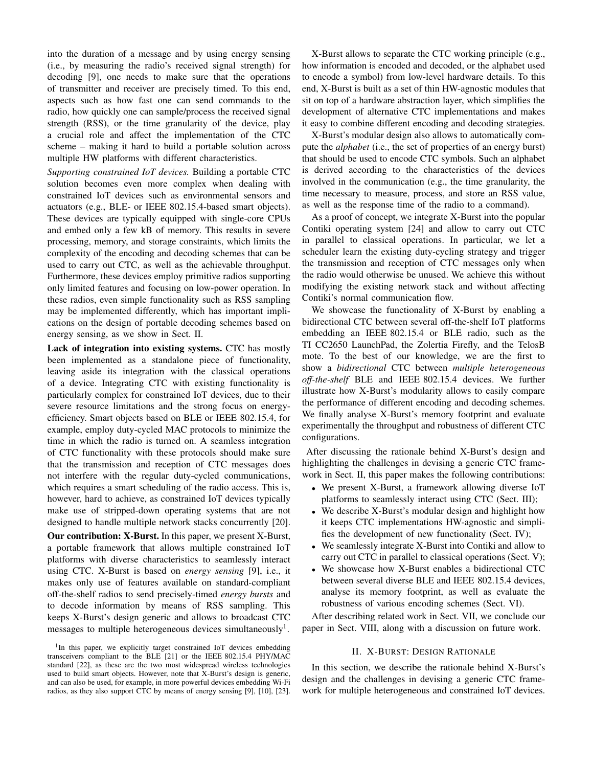into the duration of a message and by using energy sensing (i.e., by measuring the radio's received signal strength) for decoding [9], one needs to make sure that the operations of transmitter and receiver are precisely timed. To this end, aspects such as how fast one can send commands to the radio, how quickly one can sample/process the received signal strength (RSS), or the time granularity of the device, play a crucial role and affect the implementation of the CTC scheme – making it hard to build a portable solution across multiple HW platforms with different characteristics.

*Supporting constrained IoT devices.* Building a portable CTC solution becomes even more complex when dealing with constrained IoT devices such as environmental sensors and actuators (e.g., BLE- or IEEE 802.15.4-based smart objects). These devices are typically equipped with single-core CPUs and embed only a few kB of memory. This results in severe processing, memory, and storage constraints, which limits the complexity of the encoding and decoding schemes that can be used to carry out CTC, as well as the achievable throughput. Furthermore, these devices employ primitive radios supporting only limited features and focusing on low-power operation. In these radios, even simple functionality such as RSS sampling may be implemented differently, which has important implications on the design of portable decoding schemes based on energy sensing, as we show in Sect. II.

**Lack of integration into existing systems.** CTC has mostly been implemented as a standalone piece of functionality, leaving aside its integration with the classical operations of a device. Integrating CTC with existing functionality is particularly complex for constrained IoT devices, due to their severe resource limitations and the strong focus on energy-efficiency. Smart objects based on BLE or IEEE 802.15.4, for example, employ duty-cycled MAC protocols to minimize the time in which the radio is turned on. A seamless integration of CTC functionality with these protocols should make sure that the transmission and reception of CTC messages does not interfere with the regular duty-cycled communications, which requires a smart scheduling of the radio access. This is, however, hard to achieve, as constrained IoT devices typically make use of stripped-down operating systems that are not designed to handle multiple network stacks concurrently [20].

**Our contribution: X-Burst.** In this paper, we present X-Burst, a portable framework that allows multiple constrained IoT platforms with diverse characteristics to seamlessly interact using CTC. X-Burst is based on *energy sensing* [9], i.e., it makes only use of features available on standard-compliant off-the-shelf radios to send precisely-timed *energy bursts* and to decode information by means of RSS sampling. This keeps X-Burst's design generic and allows to broadcast CTC messages to multiple heterogeneous devices simultaneously[1].

[1]In this paper, we explicitly target constrained IoT devices embedding transceivers compliant to the BLE [21] or the IEEE 802.15.4 PHY/MAC standard [22], as these are the two most widespread wireless technologies used to build smart objects. However, note that X-Burst's design is generic, and can also be used, for example, in more powerful devices embedding Wi-Fi radios, as they also support CTC by means of energy sensing [9], [10], [23].

X-Burst allows to separate the CTC working principle (e.g., how information is encoded and decoded, or the alphabet used to encode a symbol) from low-level hardware details. To this end, X-Burst is built as a set of thin HW-agnostic modules that sit on top of a hardware abstraction layer, which simplifies the development of alternative CTC implementations and makes it easy to combine different encoding and decoding strategies.

X-Burst's modular design also allows to automatically compute the *alphabet* (i.e., the set of properties of an energy burst) that should be used to encode CTC symbols. Such an alphabet is derived according to the characteristics of the devices involved in the communication (e.g., the time granularity, the time necessary to measure, process, and store an RSS value, as well as the response time of the radio to a command).

As a proof of concept, we integrate X-Burst into the popular Contiki operating system [24] and allow to carry out CTC in parallel to classical operations. In particular, we let a scheduler learn the existing duty-cycling strategy and trigger the transmission and reception of CTC messages only when the radio would otherwise be unused. We achieve this without modifying the existing network stack and without affecting Contiki's normal communication flow.

We showcase the functionality of X-Burst by enabling a bidirectional CTC between several off-the-shelf IoT platforms embedding an IEEE 802.15.4 or BLE radio, such as the TI CC2650 LaunchPad, the Zolertia Firefly, and the TelosB mote. To the best of our knowledge, we are the first to show a *bidirectional* CTC between *multiple heterogeneous off-the-shelf* BLE and IEEE 802.15.4 devices. We further illustrate how X-Burst's modularity allows to easily compare the performance of different encoding and decoding schemes. We finally analyse X-Burst's memory footprint and evaluate experimentally the throughput and robustness of different CTC configurations.

After discussing the rationale behind X-Burst's design and highlighting the challenges in devising a generic CTC framework in Sect. II, this paper makes the following contributions:

- We present X-Burst, a framework allowing diverse IoT platforms to seamlessly interact using CTC (Sect. III);
- We describe X-Burst's modular design and highlight how it keeps CTC implementations HW-agnostic and simplifies the development of new functionality (Sect. IV);
- We seamlessly integrate X-Burst into Contiki and allow to carry out CTC in parallel to classical operations (Sect. V);
- We showcase how X-Burst enables a bidirectional CTC between several diverse BLE and IEEE 802.15.4 devices, analyse its memory footprint, as well as evaluate the robustness of various encoding schemes (Sect. VI).

After describing related work in Sect. VII, we conclude our paper in Sect. VIII, along with a discussion on future work.

## II. X-Burst: Design Rationale

In this section, we describe the rationale behind X-Burst's design and the challenges in devising a generic CTC framework for multiple heterogeneous and constrained IoT devices.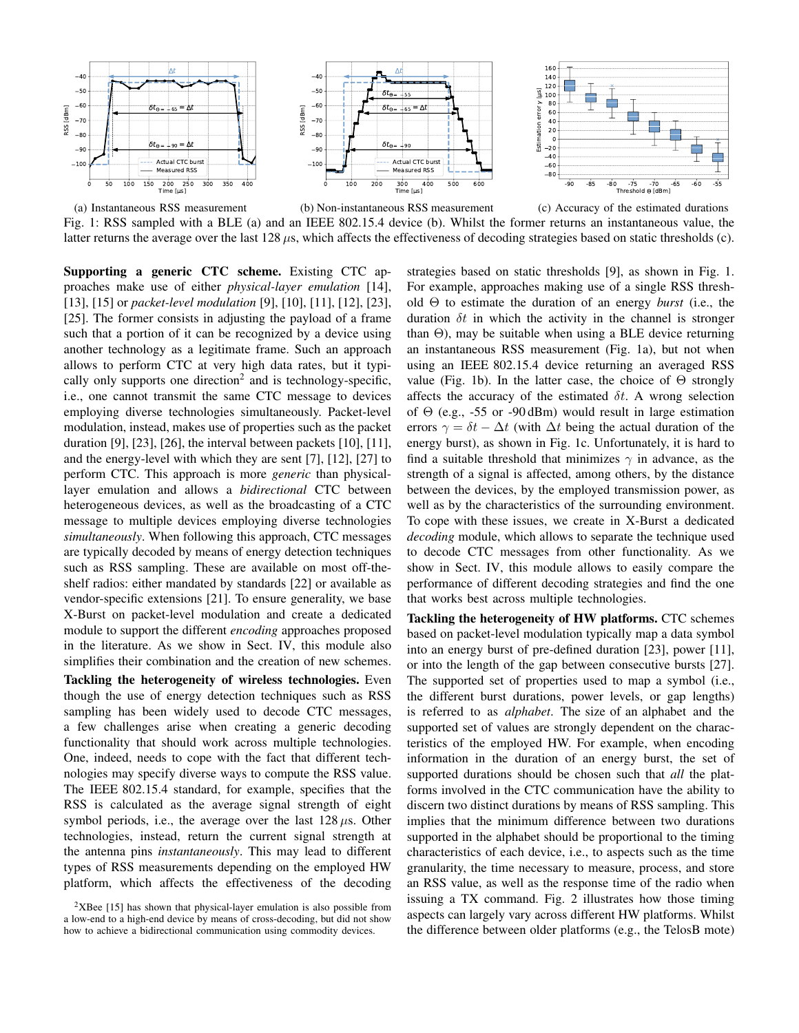(a) Instantaneous RSS measurement

(b) Non-instantaneous RSS measurement

(c) Accuracy of the estimated durations

Fig. 1: RSS sampled with a BLE (a) and an IEEE 802.15.4 device (b). Whilst the former returns an instantaneous value, the latter returns the average over the last 128 $\mu$s, which affects the effectiveness of decoding strategies based on static thresholds (c).

**Supporting a generic CTC scheme.** Existing CTC approaches make use of either *physical-layer emulation* [14], [13], [15] or *packet-level modulation* [9], [10], [11], [12], [23], [25]. The former consists in adjusting the payload of a frame such that a portion of it can be recognized by a device using another technology as a legitimate frame. Such an approach allows to perform CTC at very high data rates, but it typically only supports one direction[2] and is technology-specific, i.e., one cannot transmit the same CTC message to devices employing diverse technologies simultaneously. Packet-level modulation, instead, makes use of properties such as the packet duration [9], [23], [26], the interval between packets [10], [11], and the energy-level with which they are sent [7], [12], [27] to perform CTC. This approach is more *generic* than physical-layer emulation and allows a *bidirectional* CTC between heterogeneous devices, as well as the broadcasting of a CTC message to multiple devices employing diverse technologies *simultaneously*. When following this approach, CTC messages are typically decoded by means of energy detection techniques such as RSS sampling. These are available on most off-the-shelf radios: either mandated by standards [22] or available as vendor-specific extensions [21]. To ensure generality, we base X-Burst on packet-level modulation and create a dedicated module to support the different *encoding* approaches proposed in the literature. As we show in Sect. IV, this module also simplifies their combination and the creation of new schemes.

**Tackling the heterogeneity of wireless technologies.** Even though the use of energy detection techniques such as RSS sampling has been widely used to decode CTC messages, a few challenges arise when creating a generic decoding functionality that should work across multiple technologies. One, indeed, needs to cope with the fact that different technologies may specify diverse ways to compute the RSS value. The IEEE 802.15.4 standard, for example, specifies that the RSS is calculated as the average signal strength of eight symbol periods, i.e., the average over the last 128 $\mu$s. Other technologies, instead, return the current signal strength at the antenna pins *instantaneously*. This may lead to different types of RSS measurements depending on the employed HW platform, which affects the effectiveness of the decoding strategies based on static thresholds [9], as shown in Fig. 1. For example, approaches making use of a single RSS threshold $\Theta$ to estimate the duration of an energy *burst* (i.e., the duration $\delta t$ in which the activity in the channel is stronger than $\Theta$), may be suitable when using a BLE device returning an instantaneous RSS measurement (Fig. 1a), but not when using an IEEE 802.15.4 device returning an averaged RSS value (Fig. 1b). In the latter case, the choice of $\Theta$ strongly affects the accuracy of the estimated $\delta t$. A wrong selection of $\Theta$ (e.g., -55 or -90 dBm) would result in large estimation errors $\gamma = \delta t - \Delta t$ (with $\Delta t$ being the actual duration of the energy burst), as shown in Fig. 1c. Unfortunately, it is hard to find a suitable threshold that minimizes $\gamma$ in advance, as the strength of a signal is affected, among others, by the distance between the devices, by the employed transmission power, as well as by the characteristics of the surrounding environment. To cope with these issues, we create in X-Burst a dedicated *decoding* module, which allows to separate the technique used to decode CTC messages from other functionality. As we show in Sect. IV, this module allows to easily compare the performance of different decoding strategies and find the one that works best across multiple technologies.

**Tackling the heterogeneity of HW platforms.** CTC schemes based on packet-level modulation typically map a data symbol into an energy burst of pre-defined duration [23], power [11], or into the length of the gap between consecutive bursts [27]. The supported set of properties used to map a symbol (i.e., the different burst durations, power levels, or gap lengths) is referred to as *alphabet*. The size of an alphabet and the supported set of values are strongly dependent on the characteristics of the employed HW. For example, when encoding information in the duration of an energy burst, the set of supported durations should be chosen such that *all* the platforms involved in the CTC communication have the ability to discern two distinct durations by means of RSS sampling. This implies that the minimum difference between two durations supported in the alphabet should be proportional to the timing characteristics of each device, i.e., to aspects such as the time granularity, the time necessary to measure, process, and store an RSS value, as well as the response time of the radio when issuing a TX command. Fig. 2 illustrates how those timing aspects can largely vary across different HW platforms. Whilst the difference between older platforms (e.g., the TelosB mote)

[2] XBee [15] has shown that physical-layer emulation is also possible from a low-end to a high-end device by means of cross-decoding, but did not show how to achieve a bidirectional communication using commodity devices.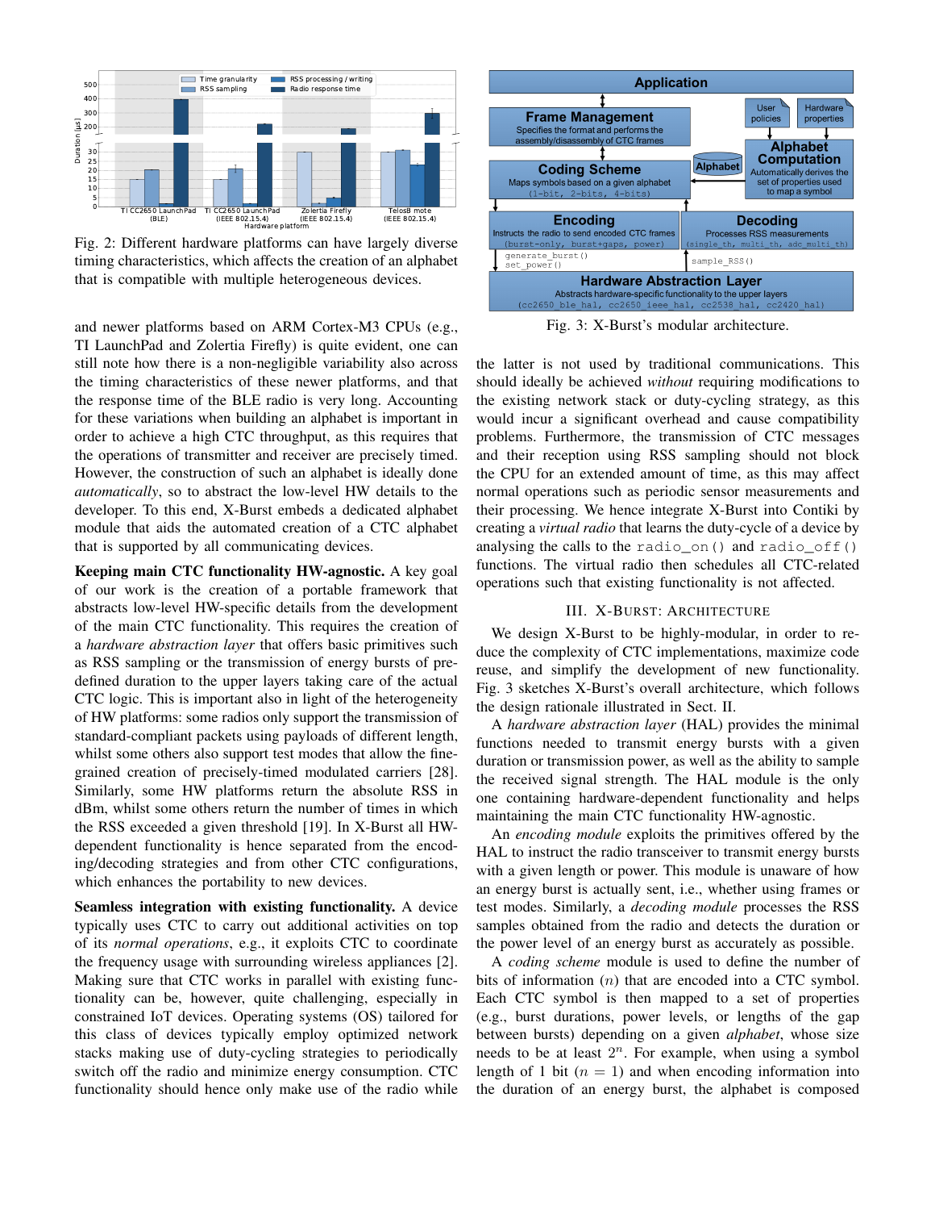Time granularity
RSS sampling
RSS processing / writing
Radio response time

Duration [μs]

500
400
300
200
30
25
20
15
10
5
0

TI CC2650 LaunchPad (BLE)
TI CC2650 LaunchPad (IEEE 802.15.4)
Zolertia Firefly (IEEE 802.15.4)
TelosB mote (IEEE 802.15.4)

Hardware platform

Fig. 2: Different hardware platforms can have largely diverse timing characteristics, which affects the creation of an alphabet that is compatible with multiple heterogeneous devices.

and newer platforms based on ARM Cortex-M3 CPUs (e.g., TI LaunchPad and Zolertia Firefly) is quite evident, one can still note how there is a non-negligible variability also across the timing characteristics of these newer platforms, and that the response time of the BLE radio is very long. Accounting for these variations when building an alphabet is important in order to achieve a high CTC throughput, as this requires that the operations of transmitter and receiver are precisely timed. However, the construction of such an alphabet is ideally done *automatically*, so to abstract the low-level HW details to the developer. To this end, X-Burst embeds a dedicated alphabet module that aids the automated creation of a CTC alphabet that is supported by all communicating devices.

**Keeping main CTC functionality HW-agnostic.** A key goal of our work is the creation of a portable framework that abstracts low-level HW-specific details from the development of the main CTC functionality. This requires the creation of a *hardware abstraction layer* that offers basic primitives such as RSS sampling or the transmission of energy bursts of pre-defined duration to the upper layers taking care of the actual CTC logic. This is important also in light of the heterogeneity of HW platforms: some radios only support the transmission of standard-compliant packets using payloads of different length, whilst some others also support test modes that allow the fine-grained creation of precisely-timed modulated carriers [28]. Similarly, some HW platforms return the absolute RSS in dBm, whilst some others return the number of times in which the RSS exceeded a given threshold [19]. In X-Burst all HW-dependent functionality is hence separated from the encoding/decoding strategies and from other CTC configurations, which enhances the portability to new devices.

**Seamless integration with existing functionality.** A device typically uses CTC to carry out additional activities on top of its *normal operations*, e.g., it exploits CTC to coordinate the frequency usage with surrounding wireless appliances [2]. Making sure that CTC works in parallel with existing functionality can be, however, quite challenging, especially in constrained IoT devices. Operating systems (OS) tailored for this class of devices typically employ optimized network stacks making use of duty-cycling strategies to periodically switch off the radio and minimize energy consumption. CTC functionality should hence only make use of the radio while

Application

Frame Management
Specifies the format and performs the assembly/disassembly of CTC frames

User policies
Hardware properties

Coding Scheme
Maps symbols based on a given alphabet
(1-bit, 2-bits, 4-bits)

Alphabet

Alphabet Computation
Automatically derives the set of properties used to map a symbol

Encoding
Instructs the radio to send encoded CTC frames
(burst-only, burst+gaps, power)

Decoding
Processes RSS measurements
(single_th, multi_th, adc_multi_th)

generate_burst()
set_power()

sample_RSS()

Hardware Abstraction Layer
Abstracts hardware-specific functionality to the upper layers
(cc2650_ble_hal, cc2650_ieee_hal, cc2538_hal, cc2420_hal)

Fig. 3: X-Burst's modular architecture.

the latter is not used by traditional communications. This should ideally be achieved *without* requiring modifications to the existing network stack or duty-cycling strategy, as this would incur a significant overhead and cause compatibility problems. Furthermore, the transmission of CTC messages and their reception using RSS sampling should not block the CPU for an extended amount of time, as this may affect normal operations such as periodic sensor measurements and their processing. We hence integrate X-Burst into Contiki by creating a *virtual radio* that learns the duty-cycle of a device by analysing the calls to the `radio_on()` and `radio_off()` functions. The virtual radio then schedules all CTC-related operations such that existing functionality is not affected.

## III. X-Burst: Architecture

We design X-Burst to be highly-modular, in order to reduce the complexity of CTC implementations, maximize code reuse, and simplify the development of new functionality. Fig. 3 sketches X-Burst's overall architecture, which follows the design rationale illustrated in Sect. II.

A *hardware abstraction layer* (HAL) provides the minimal functions needed to transmit energy bursts with a given duration or transmission power, as well as the ability to sample the received signal strength. The HAL module is the only one containing hardware-dependent functionality and helps maintaining the main CTC functionality HW-agnostic.

An *encoding module* exploits the primitives offered by the HAL to instruct the radio transceiver to transmit energy bursts with a given length or power. This module is unaware of how an energy burst is actually sent, i.e., whether using frames or test modes. Similarly, a *decoding module* processes the RSS samples obtained from the radio and detects the duration or the power level of an energy burst as accurately as possible.

A *coding scheme* module is used to define the number of bits of information ($n$) that are encoded into a CTC symbol. Each CTC symbol is then mapped to a set of properties (e.g., burst durations, power levels, or lengths of the gap between bursts) depending on a given *alphabet*, whose size needs to be at least $2^n$. For example, when using a symbol length of 1 bit ($n = 1$) and when encoding information into the duration of an energy burst, the alphabet is composed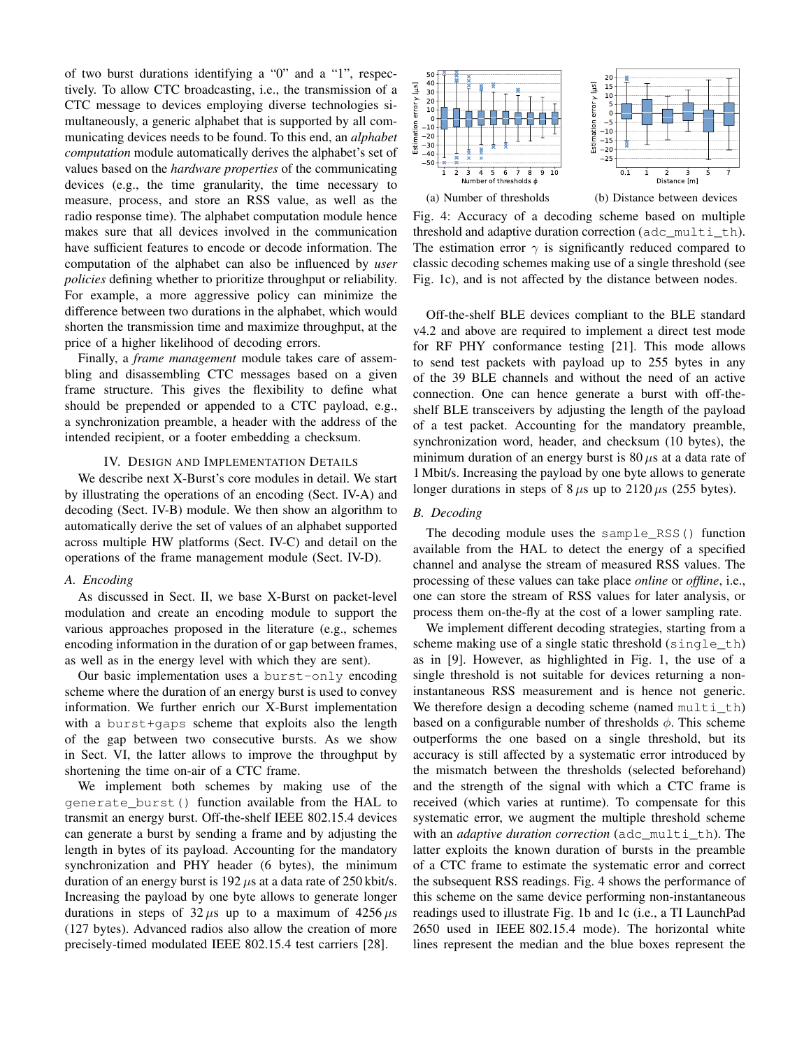of two burst durations identifying a "0" and a "1", respectively. To allow CTC broadcasting, i.e., the transmission of a CTC message to devices employing diverse technologies simultaneously, a generic alphabet that is supported by all communicating devices needs to be found. To this end, an *alphabet computation* module automatically derives the alphabet's set of values based on the *hardware properties* of the communicating devices (e.g., the time granularity, the time necessary to measure, process, and store an RSS value, as well as the radio response time). The alphabet computation module hence makes sure that all devices involved in the communication have sufficient features to encode or decode information. The computation of the alphabet can also be influenced by *user policies* defining whether to prioritize throughput or reliability. For example, a more aggressive policy can minimize the difference between two durations in the alphabet, which would shorten the transmission time and maximize throughput, at the price of a higher likelihood of decoding errors.

Finally, a *frame management* module takes care of assembling and disassembling CTC messages based on a given frame structure. This gives the flexibility to define what should be prepended or appended to a CTC payload, e.g., a synchronization preamble, a header with the address of the intended recipient, or a footer embedding a checksum.

## IV. Design and Implementation Details

We describe next X-Burst's core modules in detail. We start by illustrating the operations of an encoding (Sect. IV-A) and decoding (Sect. IV-B) module. We then show an algorithm to automatically derive the set of values of an alphabet supported across multiple HW platforms (Sect. IV-C) and detail on the operations of the frame management module (Sect. IV-D).

### A. Encoding

As discussed in Sect. II, we base X-Burst on packet-level modulation and create an encoding module to support the various approaches proposed in the literature (e.g., schemes encoding information in the duration of or gap between frames, as well as in the energy level with which they are sent).

Our basic implementation uses a `burst-only` encoding scheme where the duration of an energy burst is used to convey information. We further enrich our X-Burst implementation with a `burst+gaps` scheme that exploits also the length of the gap between two consecutive bursts. As we show in Sect. VI, the latter allows to improve the throughput by shortening the time on-air of a CTC frame.

We implement both schemes by making use of the `generate_burst()` function available from the HAL to transmit an energy burst. Off-the-shelf IEEE 802.15.4 devices can generate a burst by sending a frame and by adjusting the length in bytes of its payload. Accounting for the mandatory synchronization and PHY header (6 bytes), the minimum duration of an energy burst is 192 $\mu$s at a data rate of 250 kbit/s. Increasing the payload by one byte allows to generate longer durations in steps of 32 $\mu$s up to a maximum of 4256 $\mu$s (127 bytes). Advanced radios also allow the creation of more precisely-timed modulated IEEE 802.15.4 test carriers [28].

Estimation error $\gamma$ [$\mu$s]
50 40 30 20 10 0 −10 −20 −30 −40 −50
1 2 3 4 5 6 7 8 9 10
Number of thresholds $\phi$

(a) Number of thresholds

Estimation error $\gamma$ [$\mu$s]
20 15 10 5 0 −5 −10 −15 −20 −25
0.1 1 2 3 5 7
Distance [m]

(b) Distance between devices

Fig. 4: Accuracy of a decoding scheme based on multiple threshold and adaptive duration correction (`adc_multi_th`). The estimation error $\gamma$ is significantly reduced compared to classic decoding schemes making use of a single threshold (see Fig. 1c), and is not affected by the distance between nodes.

Off-the-shelf BLE devices compliant to the BLE standard v4.2 and above are required to implement a direct test mode for RF PHY conformance testing [21]. This mode allows to send test packets with payload up to 255 bytes in any of the 39 BLE channels and without the need of an active connection. One can hence generate a burst with off-the-shelf BLE transceivers by adjusting the length of the payload of a test packet. Accounting for the mandatory preamble, synchronization word, header, and checksum (10 bytes), the minimum duration of an energy burst is 80 $\mu$s at a data rate of 1 Mbit/s. Increasing the payload by one byte allows to generate longer durations in steps of 8 $\mu$s up to 2120 $\mu$s (255 bytes).

### B. Decoding

The decoding module uses the `sample_RSS()` function available from the HAL to detect the energy of a specified channel and analyse the stream of measured RSS values. The processing of these values can take place *online* or *offline*, i.e., one can store the stream of RSS values for later analysis, or process them on-the-fly at the cost of a lower sampling rate.

We implement different decoding strategies, starting from a scheme making use of a single static threshold (`single_th`) as in [9]. However, as highlighted in Fig. 1, the use of a single threshold is not suitable for devices returning a non-instantaneous RSS measurement and is hence not generic. We therefore design a decoding scheme (named `multi_th`) based on a configurable number of thresholds $\phi$. This scheme outperforms the one based on a single threshold, but its accuracy is still affected by a systematic error introduced by the mismatch between the thresholds (selected beforehand) and the strength of the signal with which a CTC frame is received (which varies at runtime). To compensate for this systematic error, we augment the multiple threshold scheme with an *adaptive duration correction* (`adc_multi_th`). The latter exploits the known duration of bursts in the preamble of a CTC frame to estimate the systematic error and correct the subsequent RSS readings. Fig. 4 shows the performance of this scheme on the same device performing non-instantaneous readings used to illustrate Fig. 1b and 1c (i.e., a TI LaunchPad 2650 used in IEEE 802.15.4 mode). The horizontal white lines represent the median and the blue boxes represent the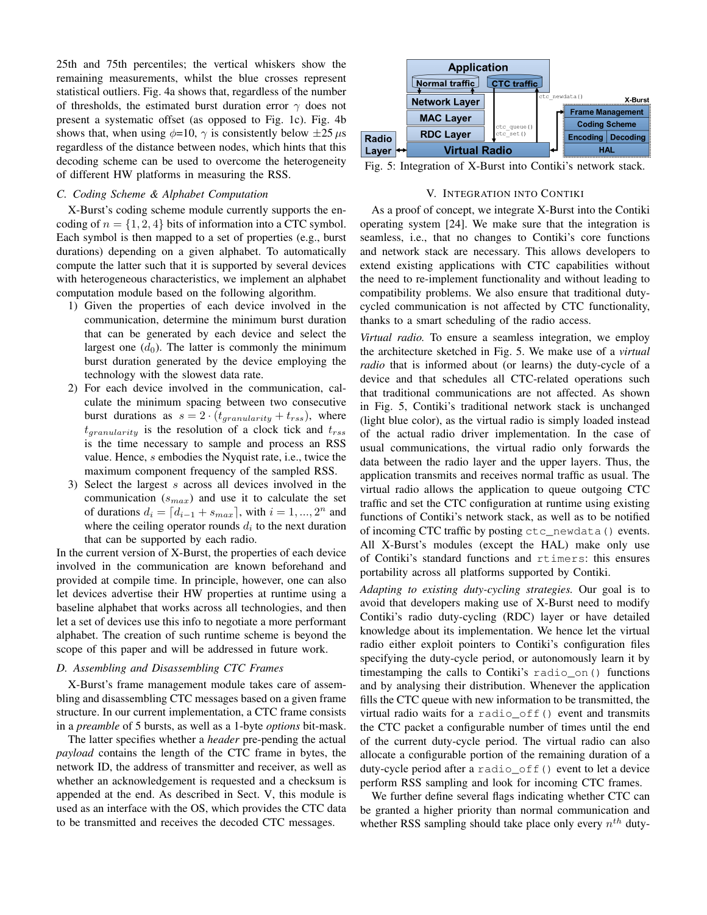25th and 75th percentiles; the vertical whiskers show the remaining measurements, whilst the blue crosses represent statistical outliers. Fig. 4a shows that, regardless of the number of thresholds, the estimated burst duration error $\gamma$ does not present a systematic offset (as opposed to Fig. 1c). Fig. 4b shows that, when using $\phi$=10, $\gamma$ is consistently below $\pm$25 $\mu$s regardless of the distance between nodes, which hints that this decoding scheme can be used to overcome the heterogeneity of different HW platforms in measuring the RSS.

### C. Coding Scheme & Alphabet Computation

X-Burst's coding scheme module currently supports the encoding of $n = \{1, 2, 4\}$ bits of information into a CTC symbol. Each symbol is then mapped to a set of properties (e.g., burst durations) depending on a given alphabet. To automatically compute the latter such that it is supported by several devices with heterogeneous characteristics, we implement an alphabet computation module based on the following algorithm.

1) Given the properties of each device involved in the communication, determine the minimum burst duration that can be generated by each device and select the largest one ($d_0$). The latter is commonly the minimum burst duration generated by the device employing the technology with the slowest data rate.
2) For each device involved in the communication, calculate the minimum spacing between two consecutive burst durations as $s = 2 \cdot (t_{granularity} + t_{rss})$, where $t_{granularity}$ is the resolution of a clock tick and $t_{rss}$ is the time necessary to sample and process an RSS value. Hence, $s$ embodies the Nyquist rate, i.e., twice the maximum component frequency of the sampled RSS.
3) Select the largest $s$ across all devices involved in the communication ($s_{max}$) and use it to calculate the set of durations $d_i = \lceil d_{i-1} + s_{max} \rceil$, with $i = 1, ..., 2^n$ and where the ceiling operator rounds $d_i$ to the next duration that can be supported by each radio.

In the current version of X-Burst, the properties of each device involved in the communication are known beforehand and provided at compile time. In principle, however, one can also let devices advertise their HW properties at runtime using a baseline alphabet that works across all technologies, and then let a set of devices use this info to negotiate a more performant alphabet. The creation of such runtime scheme is beyond the scope of this paper and will be addressed in future work.

### D. Assembling and Disassembling CTC Frames

X-Burst's frame management module takes care of assembling and disassembling CTC messages based on a given frame structure. In our current implementation, a CTC frame consists in a *preamble* of 5 bursts, as well as a 1-byte *options* bit-mask. The latter specifies whether a *header* pre-pending the actual *payload* contains the length of the CTC frame in bytes, the network ID, the address of transmitter and receiver, as well as whether an acknowledgement is requested and a checksum is appended at the end. As described in Sect. V, this module is used as an interface with the OS, which provides the CTC data to be transmitted and receives the decoded CTC messages.

Application
Normal traffic
CTC traffic
Network Layer
MAC Layer
RDC Layer
Radio Layer
Virtual Radio
ctc_newdata()
ctc_queue()
ctc_set()
X-Burst
Frame Management
Coding Scheme
Encoding
Decoding
HAL

Fig. 5: Integration of X-Burst into Contiki's network stack.

## V. Integration into Contiki

As a proof of concept, we integrate X-Burst into the Contiki operating system [24]. We make sure that the integration is seamless, i.e., that no changes to Contiki's core functions and network stack are necessary. This allows developers to extend existing applications with CTC capabilities without the need to re-implement functionality and without leading to compatibility problems. We also ensure that traditional duty-cycled communication is not affected by CTC functionality, thanks to a smart scheduling of the radio access.

*Virtual radio.* To ensure a seamless integration, we employ the architecture sketched in Fig. 5. We make use of a *virtual radio* that is informed about (or learns) the duty-cycle of a device and that schedules all CTC-related operations such that traditional communications are not affected. As shown in Fig. 5, Contiki's traditional network stack is unchanged (light blue color), as the virtual radio is simply loaded instead of the actual radio driver implementation. In the case of usual communications, the virtual radio only forwards the data between the radio layer and the upper layers. Thus, the application transmits and receives normal traffic as usual. The virtual radio allows the application to queue outgoing CTC traffic and set the CTC configuration at runtime using existing functions of Contiki's network stack, as well as to be notified of incoming CTC traffic by posting `ctc_newdata()` events. All X-Burst's modules (except the HAL) make only use of Contiki's standard functions and `rtimers`: this ensures portability across all platforms supported by Contiki.

*Adapting to existing duty-cycling strategies.* Our goal is to avoid that developers making use of X-Burst need to modify Contiki's radio duty-cycling (RDC) layer or have detailed knowledge about its implementation. We hence let the virtual radio either exploit pointers to Contiki's configuration files specifying the duty-cycle period, or autonomously learn it by timestamping the calls to Contiki's `radio_on()` functions and by analysing their distribution. Whenever the application fills the CTC queue with new information to be transmitted, the virtual radio waits for a `radio_off()` event and transmits the CTC packet a configurable number of times until the end of the current duty-cycle period. The virtual radio can also allocate a configurable portion of the remaining duration of a duty-cycle period after a `radio_off()` event to let a device perform RSS sampling and look for incoming CTC frames.

We further define several flags indicating whether CTC can be granted a higher priority than normal communication and whether RSS sampling should take place only every $n^{th}$ duty-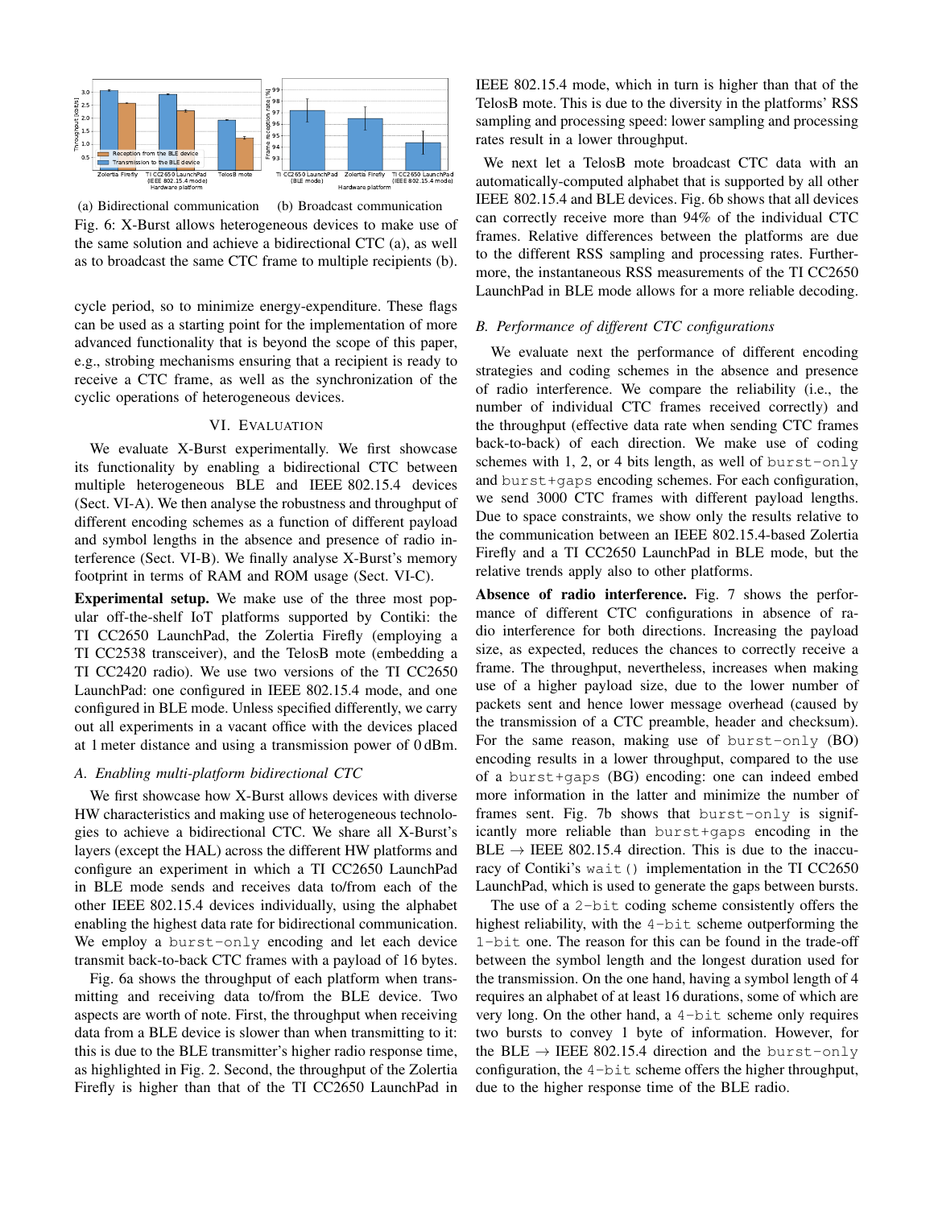(a) Bidirectional communication (b) Broadcast communication

Fig. 6: X-Burst allows heterogeneous devices to make use of the same solution and achieve a bidirectional CTC (a), as well as to broadcast the same CTC frame to multiple recipients (b).

cycle period, so to minimize energy-expenditure. These flags can be used as a starting point for the implementation of more advanced functionality that is beyond the scope of this paper, e.g., strobing mechanisms ensuring that a recipient is ready to receive a CTC frame, as well as the synchronization of the cyclic operations of heterogeneous devices.

## VI. Evaluation

We evaluate X-Burst experimentally. We first showcase its functionality by enabling a bidirectional CTC between multiple heterogeneous BLE and IEEE 802.15.4 devices (Sect. VI-A). We then analyse the robustness and throughput of different encoding schemes as a function of different payload and symbol lengths in the absence and presence of radio interference (Sect. VI-B). We finally analyse X-Burst's memory footprint in terms of RAM and ROM usage (Sect. VI-C).

**Experimental setup.** We make use of the three most popular off-the-shelf IoT platforms supported by Contiki: the TI CC2650 LaunchPad, the Zolertia Firefly (employing a TI CC2538 transceiver), and the TelosB mote (embedding a TI CC2420 radio). We use two versions of the TI CC2650 LaunchPad: one configured in IEEE 802.15.4 mode, and one configured in BLE mode. Unless specified differently, we carry out all experiments in a vacant office with the devices placed at 1 meter distance and using a transmission power of 0 dBm.

### A. Enabling multi-platform bidirectional CTC

We first showcase how X-Burst allows devices with diverse HW characteristics and making use of heterogeneous technologies to achieve a bidirectional CTC. We share all X-Burst's layers (except the HAL) across the different HW platforms and configure an experiment in which a TI CC2650 LaunchPad in BLE mode sends and receives data to/from each of the other IEEE 802.15.4 devices individually, using the alphabet enabling the highest data rate for bidirectional communication. We employ a `burst-only` encoding and let each device transmit back-to-back CTC frames with a payload of 16 bytes.

Fig. 6a shows the throughput of each platform when transmitting and receiving data to/from the BLE device. Two aspects are worth of note. First, the throughput when receiving data from a BLE device is slower than when transmitting to it: this is due to the BLE transmitter's higher radio response time, as highlighted in Fig. 2. Second, the throughput of the Zolertia Firefly is higher than that of the TI CC2650 LaunchPad in IEEE 802.15.4 mode, which in turn is higher than that of the TelosB mote. This is due to the diversity in the platforms' RSS sampling and processing speed: lower sampling and processing rates result in a lower throughput.

We next let a TelosB mote broadcast CTC data with an automatically-computed alphabet that is supported by all other IEEE 802.15.4 and BLE devices. Fig. 6b shows that all devices can correctly receive more than 94% of the individual CTC frames. Relative differences between the platforms are due to the different RSS sampling and processing rates. Furthermore, the instantaneous RSS measurements of the TI CC2650 LaunchPad in BLE mode allows for a more reliable decoding.

### B. Performance of different CTC configurations

We evaluate next the performance of different encoding strategies and coding schemes in the absence and presence of radio interference. We compare the reliability (i.e., the number of individual CTC frames received correctly) and the throughput (effective data rate when sending CTC frames back-to-back) of each direction. We make use of coding schemes with 1, 2, or 4 bits length, as well of `burst-only` and `burst+gaps` encoding schemes. For each configuration, we send 3000 CTC frames with different payload lengths. Due to space constraints, we show only the results relative to the communication between an IEEE 802.15.4-based Zolertia Firefly and a TI CC2650 LaunchPad in BLE mode, but the relative trends apply also to other platforms.

**Absence of radio interference.** Fig. 7 shows the performance of different CTC configurations in absence of radio interference for both directions. Increasing the payload size, as expected, reduces the chances to correctly receive a frame. The throughput, nevertheless, increases when making use of a higher payload size, due to the lower number of packets sent and hence lower message overhead (caused by the transmission of a CTC preamble, header and checksum). For the same reason, making use of `burst-only` (BO) encoding results in a lower throughput, compared to the use of a `burst+gaps` (BG) encoding: one can indeed embed more information in the latter and minimize the number of frames sent. Fig. 7b shows that `burst-only` is significantly more reliable than `burst+gaps` encoding in the BLE $\rightarrow$ IEEE 802.15.4 direction. This is due to the inaccuracy of Contiki's `wait()` implementation in the TI CC2650 LaunchPad, which is used to generate the gaps between bursts.

The use of a `2-bit` coding scheme consistently offers the highest reliability, with the `4-bit` scheme outperforming the `1-bit` one. The reason for this can be found in the trade-off between the symbol length and the longest duration used for the transmission. On the one hand, having a symbol length of 4 requires an alphabet of at least 16 durations, some of which are very long. On the other hand, a `4-bit` scheme only requires two bursts to convey 1 byte of information. However, for the BLE $\rightarrow$ IEEE 802.15.4 direction and the `burst-only` configuration, the `4-bit` scheme offers the higher throughput, due to the higher response time of the BLE radio.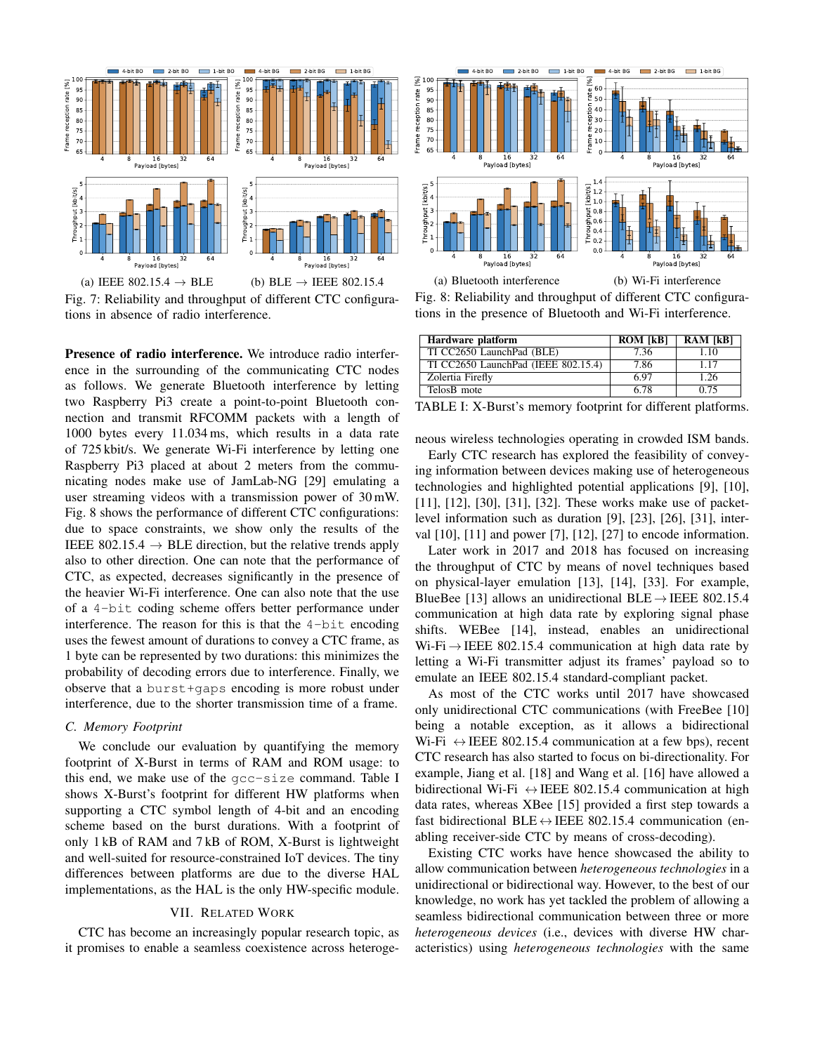(a) IEEE 802.15.4 → BLE (b) BLE → IEEE 802.15.4

Fig. 7: Reliability and throughput of different CTC configurations in absence of radio interference.

(a) Bluetooth interference (b) Wi-Fi interference

Fig. 8: Reliability and throughput of different CTC configurations in the presence of Bluetooth and Wi-Fi interference.

| Hardware platform | ROM [kB] | RAM [kB] |
|---|---|---|
| TI CC2650 LaunchPad (BLE) | 7.36 | 1.10 |
| TI CC2650 LaunchPad (IEEE 802.15.4) | 7.86 | 1.17 |
| Zolertia Firefly | 6.97 | 1.26 |
| TelosB mote | 6.78 | 0.75 |

TABLE I: X-Burst's memory footprint for different platforms.

**Presence of radio interference.** We introduce radio interference in the surrounding of the communicating CTC nodes as follows. We generate Bluetooth interference by letting two Raspberry Pi3 create a point-to-point Bluetooth connection and transmit RFCOMM packets with a length of 1000 bytes every 11.034 ms, which results in a data rate of 725 kbit/s. We generate Wi-Fi interference by letting one Raspberry Pi3 placed at about 2 meters from the communicating nodes make use of JamLab-NG [29] emulating a user streaming videos with a transmission power of 30 mW. Fig. 8 shows the performance of different CTC configurations: due to space constraints, we show only the results of the IEEE 802.15.4 → BLE direction, but the relative trends apply also to other direction. One can note that the performance of CTC, as expected, decreases significantly in the presence of the heavier Wi-Fi interference. One can also note that the use of a `4-bit` coding scheme offers better performance under interference. The reason for this is that the `4-bit` encoding uses the fewest amount of durations to convey a CTC frame, as 1 byte can be represented by two durations: this minimizes the probability of decoding errors due to interference. Finally, we observe that a `burst+gaps` encoding is more robust under interference, due to the shorter transmission time of a frame.

### C. Memory Footprint

We conclude our evaluation by quantifying the memory footprint of X-Burst in terms of RAM and ROM usage: to this end, we make use of the `gcc-size` command. Table I shows X-Burst's footprint for different HW platforms when supporting a CTC symbol length of 4-bit and an encoding scheme based on the burst durations. With a footprint of only 1 kB of RAM and 7 kB of ROM, X-Burst is lightweight and well-suited for resource-constrained IoT devices. The tiny differences between platforms are due to the diverse HAL implementations, as the HAL is the only HW-specific module.

## VII. Related Work

CTC has become an increasingly popular research topic, as it promises to enable a seamless coexistence across heterogeneous wireless technologies operating in crowded ISM bands.

Early CTC research has explored the feasibility of conveying information between devices making use of heterogeneous technologies and highlighted potential applications [9], [10], [11], [12], [30], [31], [32]. These works make use of packet-level information such as duration [9], [23], [26], [31], interval [10], [11] and power [7], [12], [27] to encode information.

Later work in 2017 and 2018 has focused on increasing the throughput of CTC by means of novel techniques based on physical-layer emulation [13], [14], [33]. For example, BlueBee [13] allows an unidirectional BLE → IEEE 802.15.4 communication at high data rate by exploring signal phase shifts. WEBee [14], instead, enables an unidirectional Wi-Fi → IEEE 802.15.4 communication at high data rate by letting a Wi-Fi transmitter adjust its frames' payload so to emulate an IEEE 802.15.4 standard-compliant packet.

As most of the CTC works until 2017 have showcased only unidirectional CTC communications (with FreeBee [10] being a notable exception, as it allows a bidirectional Wi-Fi ↔ IEEE 802.15.4 communication at a few bps), recent CTC research has also started to focus on bi-directionality. For example, Jiang et al. [18] and Wang et al. [16] have allowed a bidirectional Wi-Fi ↔ IEEE 802.15.4 communication at high data rates, whereas XBee [15] provided a first step towards a fast bidirectional BLE ↔ IEEE 802.15.4 communication (enabling receiver-side CTC by means of cross-decoding).

Existing CTC works have hence showcased the ability to allow communication between *heterogeneous technologies* in a unidirectional or bidirectional way. However, to the best of our knowledge, no work has yet tackled the problem of allowing a seamless bidirectional communication between three or more *heterogeneous devices* (i.e., devices with diverse HW characteristics) using *heterogeneous technologies* with the same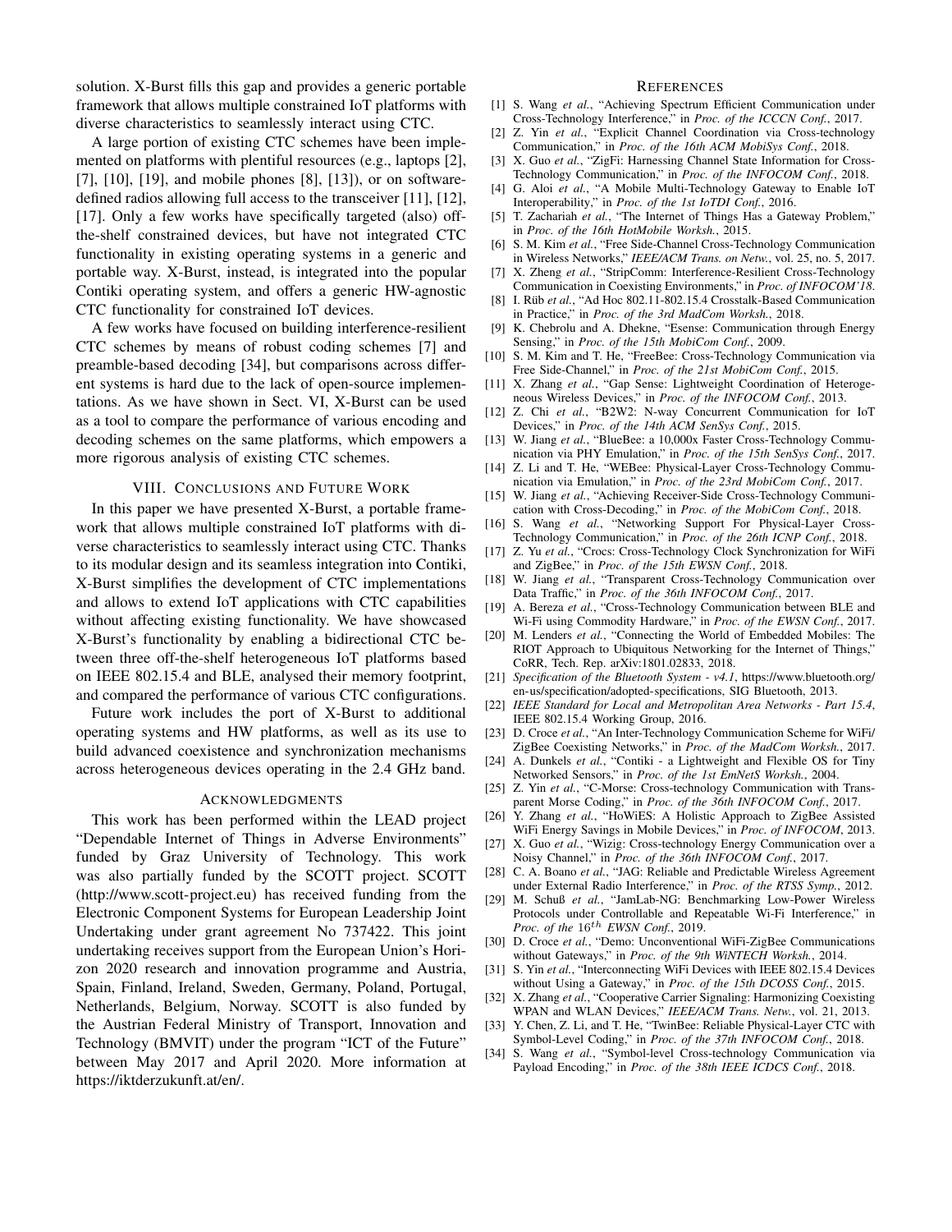solution. X-Burst fills this gap and provides a generic portable framework that allows multiple constrained IoT platforms with diverse characteristics to seamlessly interact using CTC.

A large portion of existing CTC schemes have been implemented on platforms with plentiful resources (e.g., laptops [2], [7], [10], [19], and mobile phones [8], [13]), or on software-defined radios allowing full access to the transceiver [11], [12], [17]. Only a few works have specifically targeted (also) off-the-shelf constrained devices, but have not integrated CTC functionality in existing operating systems in a generic and portable way. X-Burst, instead, is integrated into the popular Contiki operating system, and offers a generic HW-agnostic CTC functionality for constrained IoT devices.

A few works have focused on building interference-resilient CTC schemes by means of robust coding schemes [7] and preamble-based decoding [34], but comparisons across different systems is hard due to the lack of open-source implementations. As we have shown in Sect. VI, X-Burst can be used as a tool to compare the performance of various encoding and decoding schemes on the same platforms, which empowers a more rigorous analysis of existing CTC schemes.

## VIII. Conclusions and Future Work

In this paper we have presented X-Burst, a portable framework that allows multiple constrained IoT platforms with diverse characteristics to seamlessly interact using CTC. Thanks to its modular design and its seamless integration into Contiki, X-Burst simplifies the development of CTC implementations and allows to extend IoT applications with CTC capabilities without affecting existing functionality. We have showcased X-Burst's functionality by enabling a bidirectional CTC between three off-the-shelf heterogeneous IoT platforms based on IEEE 802.15.4 and BLE, analysed their memory footprint, and compared the performance of various CTC configurations.

Future work includes the port of X-Burst to additional operating systems and HW platforms, as well as its use to build advanced coexistence and synchronization mechanisms across heterogeneous devices operating in the 2.4 GHz band.

## Acknowledgments

This work has been performed within the LEAD project "Dependable Internet of Things in Adverse Environments" funded by Graz University of Technology. This work was also partially funded by the SCOTT project. SCOTT (http://www.scott-project.eu) has received funding from the Electronic Component Systems for European Leadership Joint Undertaking under grant agreement No 737422. This joint undertaking receives support from the European Union's Horizon 2020 research and innovation programme and Austria, Spain, Finland, Ireland, Sweden, Germany, Poland, Portugal, Netherlands, Belgium, Norway. SCOTT is also funded by the Austrian Federal Ministry of Transport, Innovation and Technology (BMVIT) under the program "ICT of the Future" between May 2017 and April 2020. More information at https://iktderzukunft.at/en/.

## References

[1] S. Wang *et al.*, "Achieving Spectrum Efficient Communication under Cross-Technology Interference," in *Proc. of the ICCCN Conf.*, 2017.

[2] Z. Yin *et al.*, "Explicit Channel Coordination via Cross-technology Communication," in *Proc. of the 16th ACM MobiSys Conf.*, 2018.

[3] X. Guo *et al.*, "ZigFi: Harnessing Channel State Information for Cross-Technology Communication," in *Proc. of the INFOCOM Conf.*, 2018.

[4] G. Aloi *et al.*, "A Mobile Multi-Technology Gateway to Enable IoT Interoperability," in *Proc. of the 1st IoTDI Conf.*, 2016.

[5] T. Zachariah *et al.*, "The Internet of Things Has a Gateway Problem," in *Proc. of the 16th HotMobile Worksh.*, 2015.

[6] S. M. Kim *et al.*, "Free Side-Channel Cross-Technology Communication in Wireless Networks," *IEEE/ACM Trans. on Netw.*, vol. 25, no. 5, 2017.

[7] X. Zheng *et al.*, "StripComm: Interference-Resilient Cross-Technology Communication in Coexisting Environments," in *Proc. of INFOCOM'18*.

[8] I. Rüb *et al.*, "Ad Hoc 802.11-802.15.4 Crosstalk-Based Communication in Practice," in *Proc. of the 3rd MadCom Worksh.*, 2018.

[9] K. Chebrolu and A. Dhekne, "Esense: Communication through Energy Sensing," in *Proc. of the 15th MobiCom Conf.*, 2009.

[10] S. M. Kim and T. He, "FreeBee: Cross-Technology Communication via Free Side-Channel," in *Proc. of the 21st MobiCom Conf.*, 2015.

[11] X. Zhang *et al.*, "Gap Sense: Lightweight Coordination of Heterogeneous Wireless Devices," in *Proc. of the INFOCOM Conf.*, 2013.

[12] Z. Chi *et al.*, "B2W2: N-way Concurrent Communication for IoT Devices," in *Proc. of the 14th ACM SenSys Conf.*, 2015.

[13] W. Jiang *et al.*, "BlueBee: a 10,000x Faster Cross-Technology Communication via PHY Emulation," in *Proc. of the 15th SenSys Conf.*, 2017.

[14] Z. Li and T. He, "WEBee: Physical-Layer Cross-Technology Communication via Emulation," in *Proc. of the 23rd MobiCom Conf.*, 2017.

[15] W. Jiang *et al.*, "Achieving Receiver-Side Cross-Technology Communication with Cross-Decoding," in *Proc. of the MobiCom Conf.*, 2018.

[16] S. Wang *et al.*, "Networking Support For Physical-Layer Cross-Technology Communication," in *Proc. of the 26th ICNP Conf.*, 2018.

[17] Z. Yu *et al.*, "Crocs: Cross-Technology Clock Synchronization for WiFi and ZigBee," in *Proc. of the 15th EWSN Conf.*, 2018.

[18] W. Jiang *et al.*, "Transparent Cross-Technology Communication over Data Traffic," in *Proc. of the 36th INFOCOM Conf.*, 2017.

[19] A. Bereza *et al.*, "Cross-Technology Communication between BLE and Wi-Fi using Commodity Hardware," in *Proc. of the EWSN Conf.*, 2017.

[20] M. Lenders *et al.*, "Connecting the World of Embedded Mobiles: The RIOT Approach to Ubiquitous Networking for the Internet of Things," CoRR, Tech. Rep. arXiv:1801.02833, 2018.

[21] *Specification of the Bluetooth System - v4.1*, https://www.bluetooth.org/en-us/specification/adopted-specifications, SIG Bluetooth, 2013.

[22] *IEEE Standard for Local and Metropolitan Area Networks - Part 15.4*, IEEE 802.15.4 Working Group, 2016.

[23] D. Croce *et al.*, "An Inter-Technology Communication Scheme for WiFi/ZigBee Coexisting Networks," in *Proc. of the MadCom Worksh.*, 2017.

[24] A. Dunkels *et al.*, "Contiki - a Lightweight and Flexible OS for Tiny Networked Sensors," in *Proc. of the 1st EmNetS Worksh.*, 2004.

[25] Z. Yin *et al.*, "C-Morse: Cross-technology Communication with Transparent Morse Coding," in *Proc. of the 36th INFOCOM Conf.*, 2017.

[26] Y. Zhang *et al.*, "HoWiES: A Holistic Approach to ZigBee Assisted WiFi Energy Savings in Mobile Devices," in *Proc. of INFOCOM*, 2013.

[27] X. Guo *et al.*, "Wizig: Cross-technology Energy Communication over a Noisy Channel," in *Proc. of the 36th INFOCOM Conf.*, 2017.

[28] C. A. Boano *et al.*, "JAG: Reliable and Predictable Wireless Agreement under External Radio Interference," in *Proc. of the RTSS Symp.*, 2012.

[29] M. Schuß *et al.*, "JamLab-NG: Benchmarking Low-Power Wireless Protocols under Controllable and Repeatable Wi-Fi Interference," in *Proc. of the $16^{th}$ EWSN Conf.*, 2019.

[30] D. Croce *et al.*, "Demo: Unconventional WiFi-ZigBee Communications without Gateways," in *Proc. of the 9th WiNTECH Worksh.*, 2014.

[31] S. Yin *et al.*, "Interconnecting WiFi Devices with IEEE 802.15.4 Devices without Using a Gateway," in *Proc. of the 15th DCOSS Conf.*, 2015.

[32] X. Zhang *et al.*, "Cooperative Carrier Signaling: Harmonizing Coexisting WPAN and WLAN Devices," *IEEE/ACM Trans. Netw.*, vol. 21, 2013.

[33] Y. Chen, Z. Li, and T. He, "TwinBee: Reliable Physical-Layer CTC with Symbol-Level Coding," in *Proc. of the 37th INFOCOM Conf.*, 2018.

[34] S. Wang *et al.*, "Symbol-level Cross-technology Communication via Payload Encoding," in *Proc. of the 38th IEEE ICDCS Conf.*, 2018.